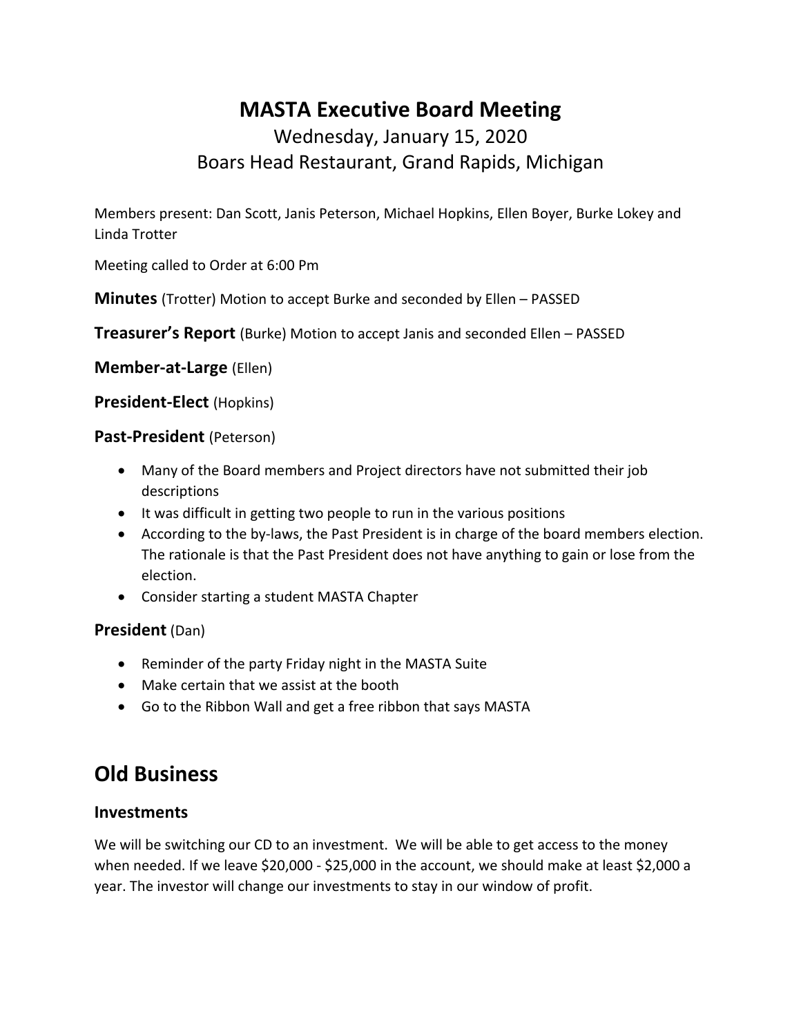# MASTA Executive Board Meeting

Wednesday, January 15, 2020
Boars Head Restaurant, Grand Rapids, Michigan

Members present: Dan Scott, Janis Peterson, Michael Hopkins, Ellen Boyer, Burke Lokey and Linda Trotter

Meeting called to Order at 6:00 Pm

**Minutes** (Trotter) Motion to accept Burke and seconded by Ellen – PASSED

**Treasurer's Report** (Burke) Motion to accept Janis and seconded Ellen – PASSED

**Member-at-Large** (Ellen)

**President-Elect** (Hopkins)

**Past-President** (Peterson)

- Many of the Board members and Project directors have not submitted their job descriptions
- It was difficult in getting two people to run in the various positions
- According to the by-laws, the Past President is in charge of the board members election. The rationale is that the Past President does not have anything to gain or lose from the election.
- Consider starting a student MASTA Chapter

**President** (Dan)

- Reminder of the party Friday night in the MASTA Suite
- Make certain that we assist at the booth
- Go to the Ribbon Wall and get a free ribbon that says MASTA

## Old Business

### Investments

We will be switching our CD to an investment. We will be able to get access to the money when needed. If we leave $20,000 - $25,000 in the account, we should make at least $2,000 a year. The investor will change our investments to stay in our window of profit.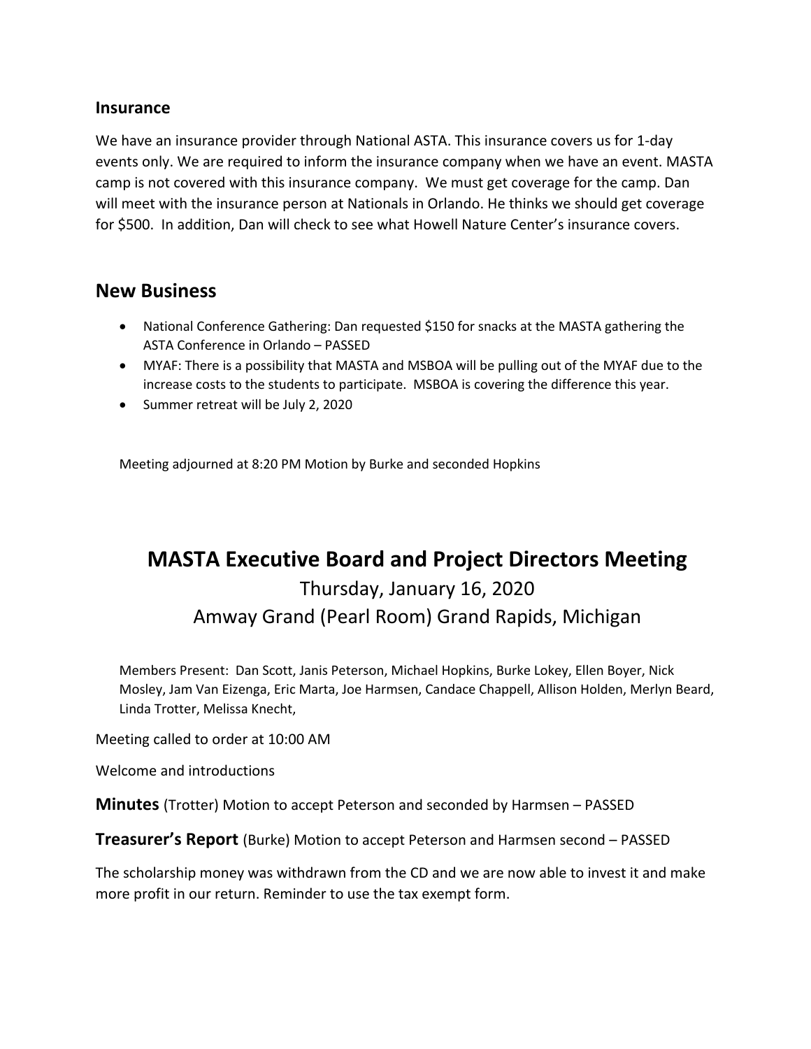### Insurance

We have an insurance provider through National ASTA. This insurance covers us for 1-day events only. We are required to inform the insurance company when we have an event. MASTA camp is not covered with this insurance company. We must get coverage for the camp. Dan will meet with the insurance person at Nationals in Orlando. He thinks we should get coverage for $500. In addition, Dan will check to see what Howell Nature Center's insurance covers.

## New Business

- National Conference Gathering: Dan requested $150 for snacks at the MASTA gathering the ASTA Conference in Orlando – PASSED
- MYAF: There is a possibility that MASTA and MSBOA will be pulling out of the MYAF due to the increase costs to the students to participate. MSBOA is covering the difference this year.
- Summer retreat will be July 2, 2020

Meeting adjourned at 8:20 PM Motion by Burke and seconded Hopkins

# MASTA Executive Board and Project Directors Meeting

Thursday, January 16, 2020

Amway Grand (Pearl Room) Grand Rapids, Michigan

Members Present: Dan Scott, Janis Peterson, Michael Hopkins, Burke Lokey, Ellen Boyer, Nick Mosley, Jam Van Eizenga, Eric Marta, Joe Harmsen, Candace Chappell, Allison Holden, Merlyn Beard, Linda Trotter, Melissa Knecht,

Meeting called to order at 10:00 AM

Welcome and introductions

**Minutes** (Trotter) Motion to accept Peterson and seconded by Harmsen – PASSED

**Treasurer's Report** (Burke) Motion to accept Peterson and Harmsen second – PASSED

The scholarship money was withdrawn from the CD and we are now able to invest it and make more profit in our return. Reminder to use the tax exempt form.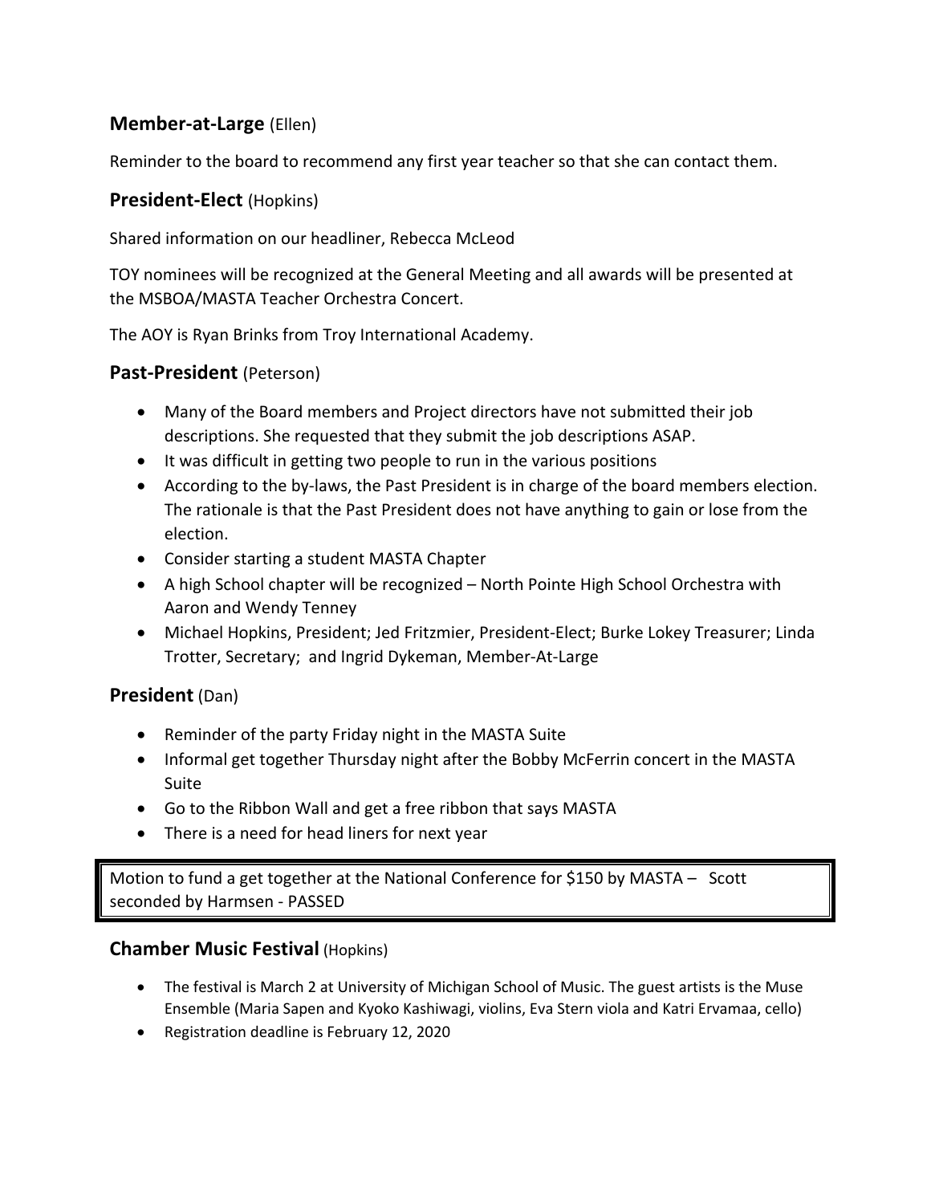## Member-at-Large (Ellen)

Reminder to the board to recommend any first year teacher so that she can contact them.

## President-Elect (Hopkins)

Shared information on our headliner, Rebecca McLeod

TOY nominees will be recognized at the General Meeting and all awards will be presented at the MSBOA/MASTA Teacher Orchestra Concert.

The AOY is Ryan Brinks from Troy International Academy.

## Past-President (Peterson)

- Many of the Board members and Project directors have not submitted their job descriptions. She requested that they submit the job descriptions ASAP.
- It was difficult in getting two people to run in the various positions
- According to the by-laws, the Past President is in charge of the board members election. The rationale is that the Past President does not have anything to gain or lose from the election.
- Consider starting a student MASTA Chapter
- A high School chapter will be recognized – North Pointe High School Orchestra with Aaron and Wendy Tenney
- Michael Hopkins, President; Jed Fritzmier, President-Elect; Burke Lokey Treasurer; Linda Trotter, Secretary; and Ingrid Dykeman, Member-At-Large

## President (Dan)

- Reminder of the party Friday night in the MASTA Suite
- Informal get together Thursday night after the Bobby McFerrin concert in the MASTA Suite
- Go to the Ribbon Wall and get a free ribbon that says MASTA
- There is a need for head liners for next year

Motion to fund a get together at the National Conference for $150 by MASTA – Scott seconded by Harmsen - PASSED

## Chamber Music Festival (Hopkins)

- The festival is March 2 at University of Michigan School of Music. The guest artists is the Muse Ensemble (Maria Sapen and Kyoko Kashiwagi, violins, Eva Stern viola and Katri Ervamaa, cello)
- Registration deadline is February 12, 2020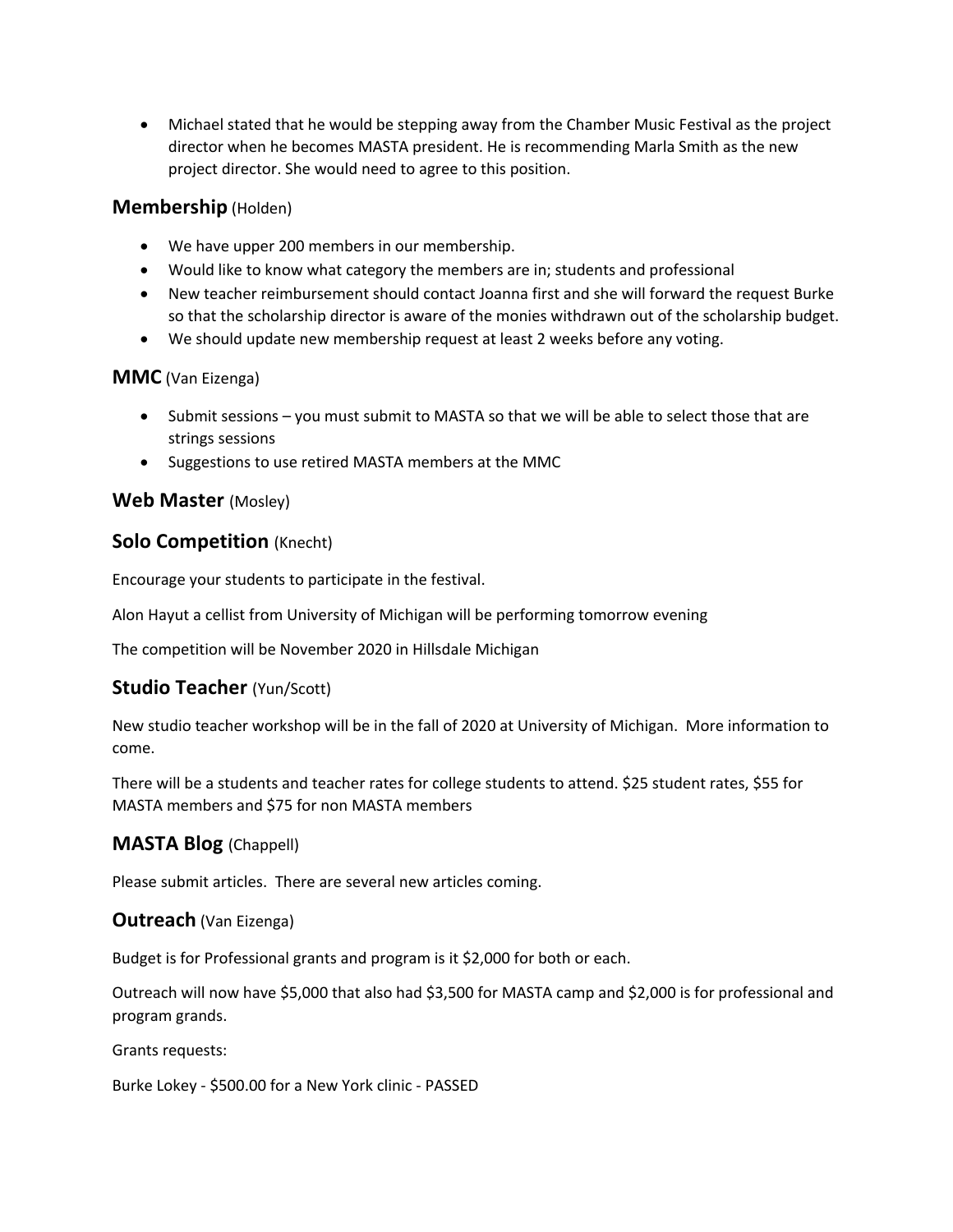- Michael stated that he would be stepping away from the Chamber Music Festival as the project director when he becomes MASTA president. He is recommending Marla Smith as the new project director. She would need to agree to this position.

## Membership (Holden)

- We have upper 200 members in our membership.
- Would like to know what category the members are in; students and professional
- New teacher reimbursement should contact Joanna first and she will forward the request Burke so that the scholarship director is aware of the monies withdrawn out of the scholarship budget.
- We should update new membership request at least 2 weeks before any voting.

## MMC (Van Eizenga)

- Submit sessions – you must submit to MASTA so that we will be able to select those that are strings sessions
- Suggestions to use retired MASTA members at the MMC

## Web Master (Mosley)

## Solo Competition (Knecht)

Encourage your students to participate in the festival.

Alon Hayut a cellist from University of Michigan will be performing tomorrow evening

The competition will be November 2020 in Hillsdale Michigan

## Studio Teacher (Yun/Scott)

New studio teacher workshop will be in the fall of 2020 at University of Michigan. More information to come.

There will be a students and teacher rates for college students to attend. $25 student rates, $55 for MASTA members and $75 for non MASTA members

## MASTA Blog (Chappell)

Please submit articles. There are several new articles coming.

## Outreach (Van Eizenga)

Budget is for Professional grants and program is it $2,000 for both or each.

Outreach will now have $5,000 that also had $3,500 for MASTA camp and $2,000 is for professional and program grands.

Grants requests:

Burke Lokey - $500.00 for a New York clinic - PASSED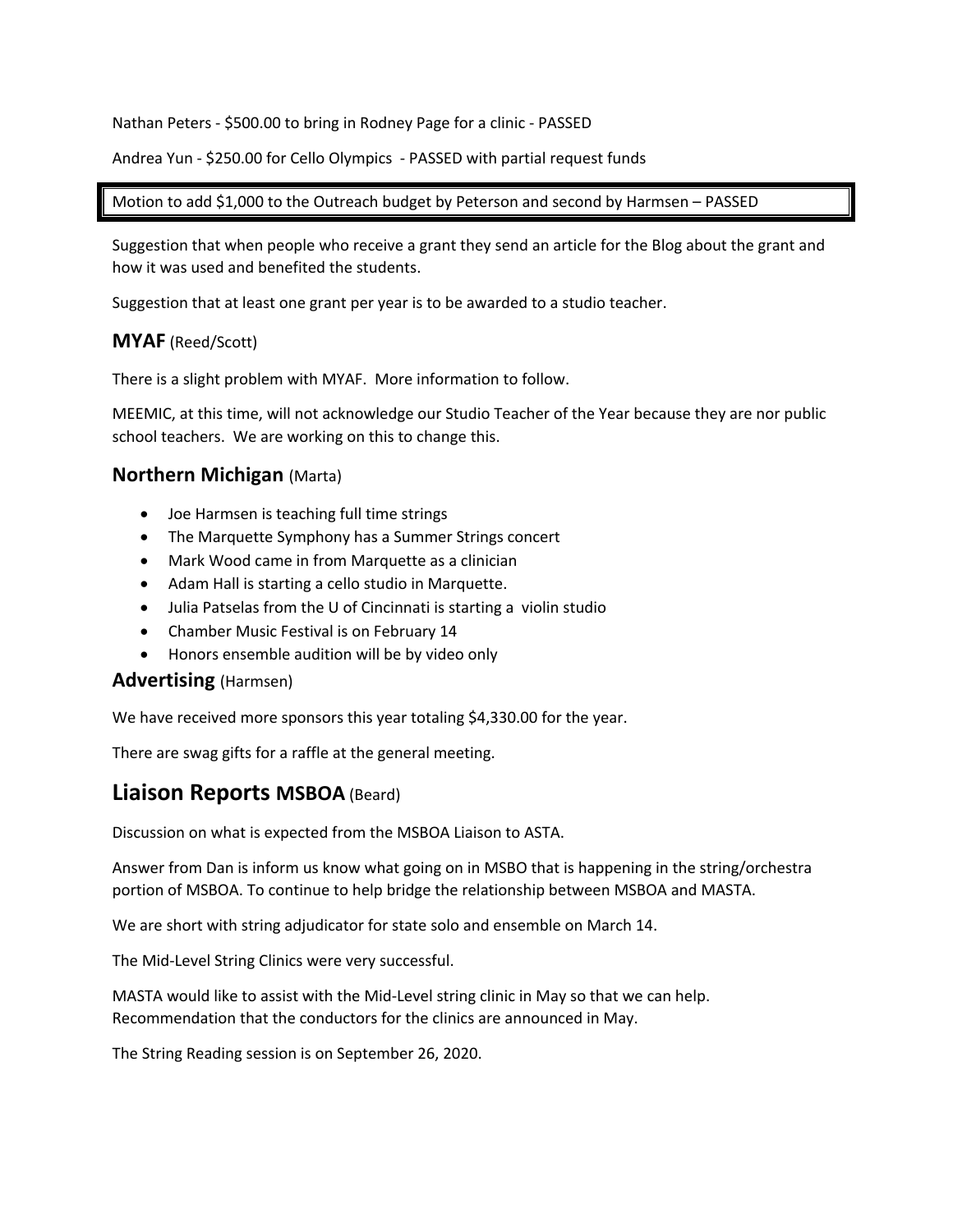Nathan Peters - $500.00 to bring in Rodney Page for a clinic - PASSED

Andrea Yun - $250.00 for Cello Olympics - PASSED with partial request funds

Motion to add $1,000 to the Outreach budget by Peterson and second by Harmsen – PASSED

Suggestion that when people who receive a grant they send an article for the Blog about the grant and how it was used and benefited the students.

Suggestion that at least one grant per year is to be awarded to a studio teacher.

### **MYAF** (Reed/Scott)

There is a slight problem with MYAF. More information to follow.

MEEMIC, at this time, will not acknowledge our Studio Teacher of the Year because they are nor public school teachers. We are working on this to change this.

### **Northern Michigan** (Marta)

- Joe Harmsen is teaching full time strings
- The Marquette Symphony has a Summer Strings concert
- Mark Wood came in from Marquette as a clinician
- Adam Hall is starting a cello studio in Marquette.
- Julia Patselas from the U of Cincinnati is starting a violin studio
- Chamber Music Festival is on February 14
- Honors ensemble audition will be by video only

### **Advertising** (Harmsen)

We have received more sponsors this year totaling $4,330.00 for the year.

There are swag gifts for a raffle at the general meeting.

## **Liaison Reports MSBOA** (Beard)

Discussion on what is expected from the MSBOA Liaison to ASTA.

Answer from Dan is inform us know what going on in MSBO that is happening in the string/orchestra portion of MSBOA. To continue to help bridge the relationship between MSBOA and MASTA.

We are short with string adjudicator for state solo and ensemble on March 14.

The Mid-Level String Clinics were very successful.

MASTA would like to assist with the Mid-Level string clinic in May so that we can help. Recommendation that the conductors for the clinics are announced in May.

The String Reading session is on September 26, 2020.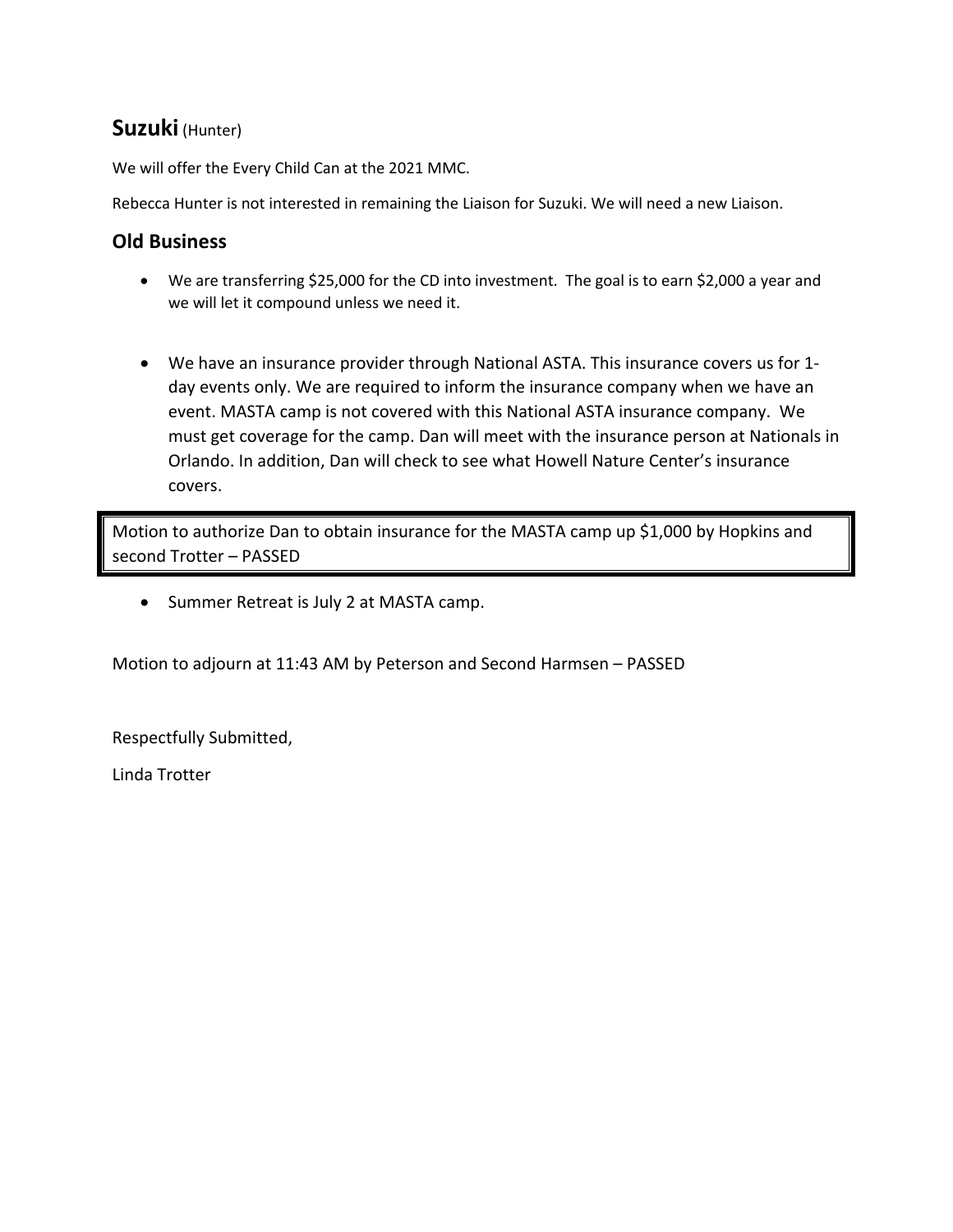## **Suzuki** (Hunter)

We will offer the Every Child Can at the 2021 MMC.

Rebecca Hunter is not interested in remaining the Liaison for Suzuki. We will need a new Liaison.

### Old Business

- We are transferring $25,000 for the CD into investment. The goal is to earn $2,000 a year and we will let it compound unless we need it.

- We have an insurance provider through National ASTA. This insurance covers us for 1-day events only. We are required to inform the insurance company when we have an event. MASTA camp is not covered with this National ASTA insurance company. We must get coverage for the camp. Dan will meet with the insurance person at Nationals in Orlando. In addition, Dan will check to see what Howell Nature Center's insurance covers.

Motion to authorize Dan to obtain insurance for the MASTA camp up $1,000 by Hopkins and second Trotter – PASSED

- Summer Retreat is July 2 at MASTA camp.

Motion to adjourn at 11:43 AM by Peterson and Second Harmsen – PASSED

Respectfully Submitted,

Linda Trotter